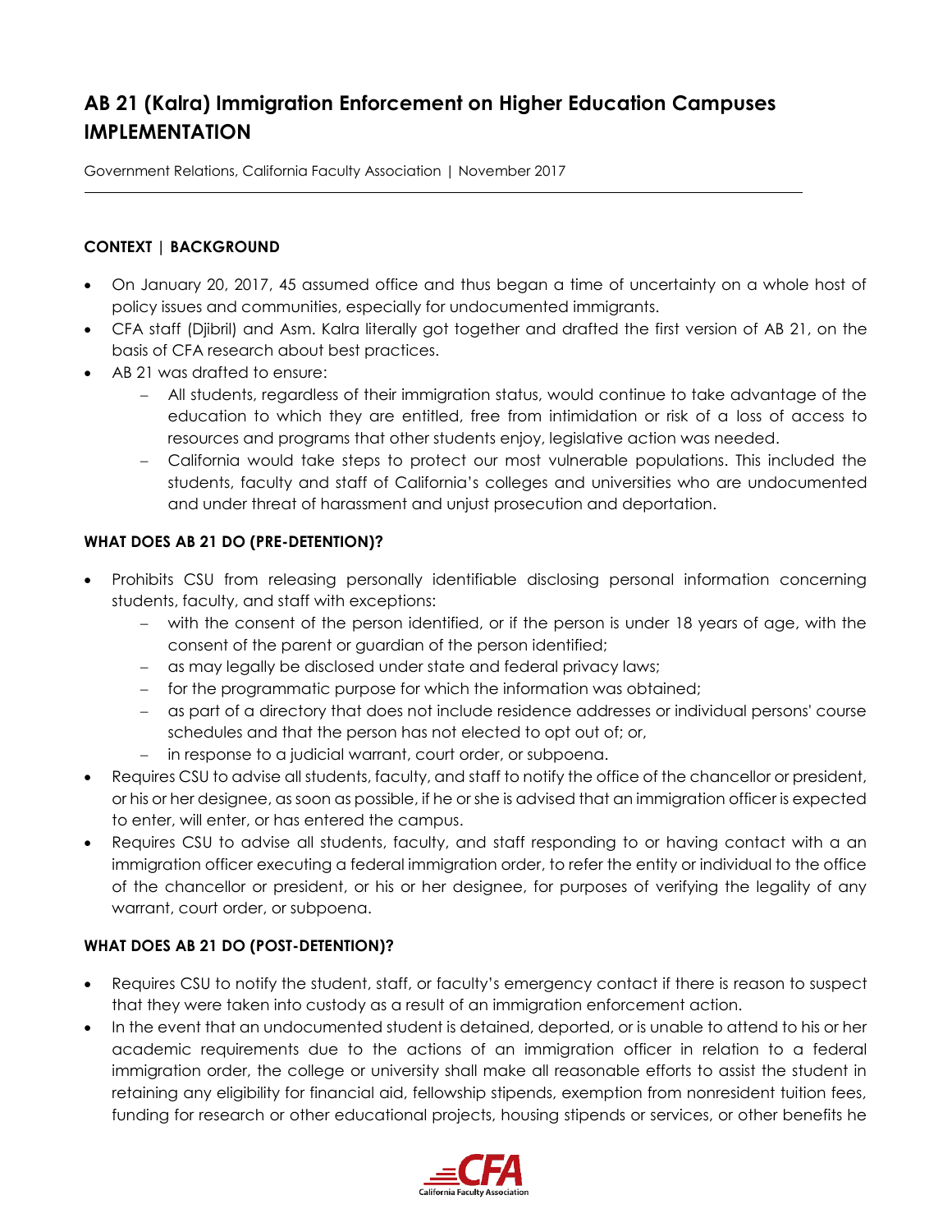# AB 21 (Kalra) Immigration Enforcement on Higher Education Campuses IMPLEMENTATION

Government Relations, California Faculty Association | November 2017

---

**CONTEXT | BACKGROUND**

- On January 20, 2017, 45 assumed office and thus began a time of uncertainty on a whole host of policy issues and communities, especially for undocumented immigrants.
- CFA staff (Djibril) and Asm. Kalra literally got together and drafted the first version of AB 21, on the basis of CFA research about best practices.
- AB 21 was drafted to ensure:
  - All students, regardless of their immigration status, would continue to take advantage of the education to which they are entitled, free from intimidation or risk of a loss of access to resources and programs that other students enjoy, legislative action was needed.
  - California would take steps to protect our most vulnerable populations. This included the students, faculty and staff of California's colleges and universities who are undocumented and under threat of harassment and unjust prosecution and deportation.

**WHAT DOES AB 21 DO (PRE-DETENTION)?**

- Prohibits CSU from releasing personally identifiable disclosing personal information concerning students, faculty, and staff with exceptions:
  - with the consent of the person identified, or if the person is under 18 years of age, with the consent of the parent or guardian of the person identified;
  - as may legally be disclosed under state and federal privacy laws;
  - for the programmatic purpose for which the information was obtained;
  - as part of a directory that does not include residence addresses or individual persons' course schedules and that the person has not elected to opt out of; or,
  - in response to a judicial warrant, court order, or subpoena.
- Requires CSU to advise all students, faculty, and staff to notify the office of the chancellor or president, or his or her designee, as soon as possible, if he or she is advised that an immigration officer is expected to enter, will enter, or has entered the campus.
- Requires CSU to advise all students, faculty, and staff responding to or having contact with a an immigration officer executing a federal immigration order, to refer the entity or individual to the office of the chancellor or president, or his or her designee, for purposes of verifying the legality of any warrant, court order, or subpoena.

**WHAT DOES AB 21 DO (POST-DETENTION)?**

- Requires CSU to notify the student, staff, or faculty's emergency contact if there is reason to suspect that they were taken into custody as a result of an immigration enforcement action.
- In the event that an undocumented student is detained, deported, or is unable to attend to his or her academic requirements due to the actions of an immigration officer in relation to a federal immigration order, the college or university shall make all reasonable efforts to assist the student in retaining any eligibility for financial aid, fellowship stipends, exemption from nonresident tuition fees, funding for research or other educational projects, housing stipends or services, or other benefits he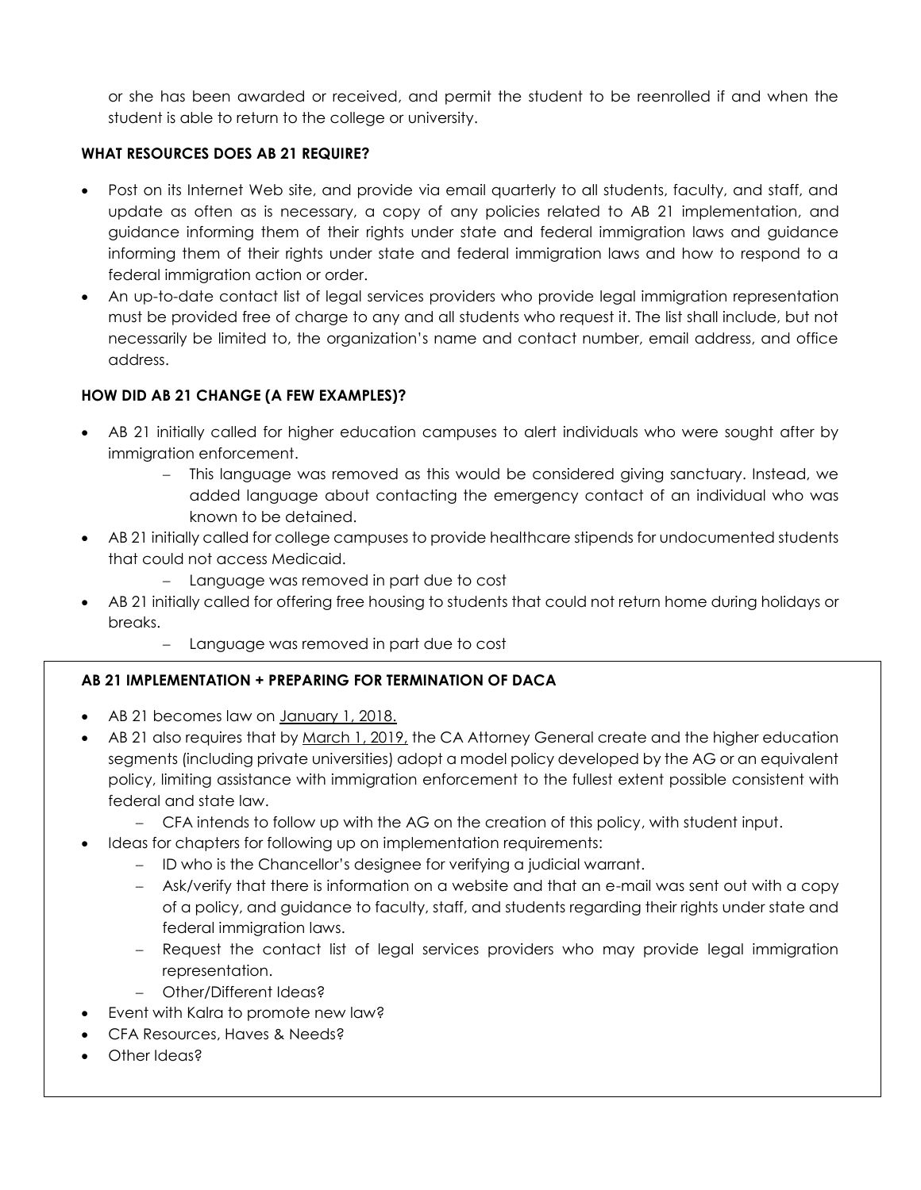or she has been awarded or received, and permit the student to be reenrolled if and when the student is able to return to the college or university.

**WHAT RESOURCES DOES AB 21 REQUIRE?**

- Post on its Internet Web site, and provide via email quarterly to all students, faculty, and staff, and update as often as is necessary, a copy of any policies related to AB 21 implementation, and guidance informing them of their rights under state and federal immigration laws and guidance informing them of their rights under state and federal immigration laws and how to respond to a federal immigration action or order.
- An up-to-date contact list of legal services providers who provide legal immigration representation must be provided free of charge to any and all students who request it. The list shall include, but not necessarily be limited to, the organization's name and contact number, email address, and office address.

**HOW DID AB 21 CHANGE (A FEW EXAMPLES)?**

- AB 21 initially called for higher education campuses to alert individuals who were sought after by immigration enforcement.
  - This language was removed as this would be considered giving sanctuary. Instead, we added language about contacting the emergency contact of an individual who was known to be detained.
- AB 21 initially called for college campuses to provide healthcare stipends for undocumented students that could not access Medicaid.
  - Language was removed in part due to cost
- AB 21 initially called for offering free housing to students that could not return home during holidays or breaks.
  - Language was removed in part due to cost

**AB 21 IMPLEMENTATION + PREPARING FOR TERMINATION OF DACA**

- AB 21 becomes law on January 1, 2018.
- AB 21 also requires that by March 1, 2019, the CA Attorney General create and the higher education segments (including private universities) adopt a model policy developed by the AG or an equivalent policy, limiting assistance with immigration enforcement to the fullest extent possible consistent with federal and state law.
  - CFA intends to follow up with the AG on the creation of this policy, with student input.
- Ideas for chapters for following up on implementation requirements:
  - ID who is the Chancellor's designee for verifying a judicial warrant.
  - Ask/verify that there is information on a website and that an e-mail was sent out with a copy of a policy, and guidance to faculty, staff, and students regarding their rights under state and federal immigration laws.
  - Request the contact list of legal services providers who may provide legal immigration representation.
  - Other/Different Ideas?
- Event with Kalra to promote new law?
- CFA Resources, Haves & Needs?
- Other Ideas?